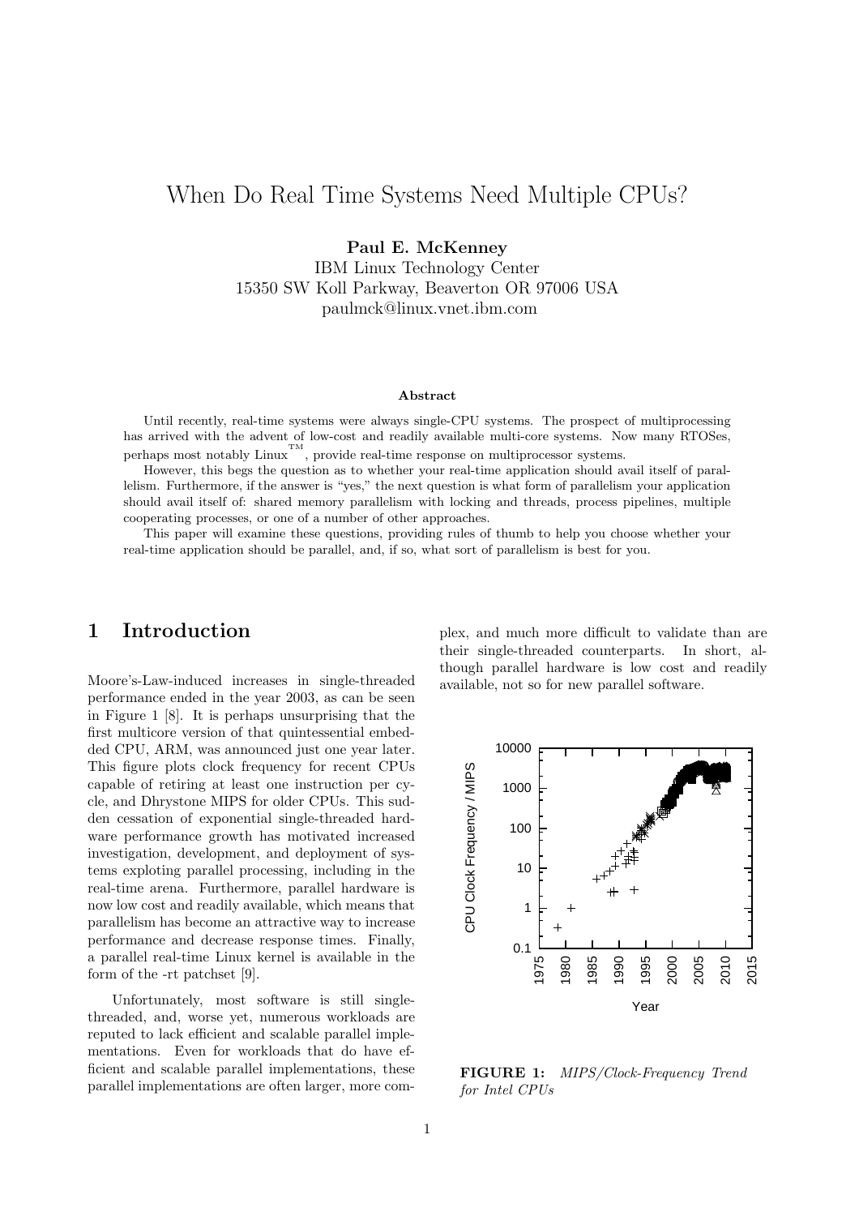# When Do Real Time Systems Need Multiple CPUs?

**Paul E. McKenney**
IBM Linux Technology Center
15350 SW Koll Parkway, Beaverton OR 97006 USA
paulmck@linux.vnet.ibm.com

#### Abstract

Until recently, real-time systems were always single-CPU systems. The prospect of multiprocessing has arrived with the advent of low-cost and readily available multi-core systems. Now many RTOSes, perhaps most notably Linux™, provide real-time response on multiprocessor systems.

However, this begs the question as to whether your real-time application should avail itself of parallelism. Furthermore, if the answer is "yes," the next question is what form of parallelism your application should avail itself of: shared memory parallelism with locking and threads, process pipelines, multiple cooperating processes, or one of a number of other approaches.

This paper will examine these questions, providing rules of thumb to help you choose whether your real-time application should be parallel, and, if so, what sort of parallelism is best for you.

## 1 Introduction

Moore's-Law-induced increases in single-threaded performance ended in the year 2003, as can be seen in Figure 1 [8]. It is perhaps unsurprising that the first multicore version of that quintessential embedded CPU, ARM, was announced just one year later. This figure plots clock frequency for recent CPUs capable of retiring at least one instruction per cycle, and Dhrystone MIPS for older CPUs. This sudden cessation of exponential single-threaded hardware performance growth has motivated increased investigation, development, and deployment of systems exploting parallel processing, including in the real-time arena. Furthermore, parallel hardware is now low cost and readily available, which means that parallelism has become an attractive way to increase performance and decrease response times. Finally, a parallel real-time Linux kernel is available in the form of the -rt patchset [9].

Unfortunately, most software is still single-threaded, and, worse yet, numerous workloads are reputed to lack efficient and scalable parallel implementations. Even for workloads that do have efficient and scalable parallel implementations, these parallel implementations are often larger, more complex, and much more difficult to validate than are their single-threaded counterparts. In short, although parallel hardware is low cost and readily available, not so for new parallel software.

**FIGURE 1:** *MIPS/Clock-Frequency Trend for Intel CPUs*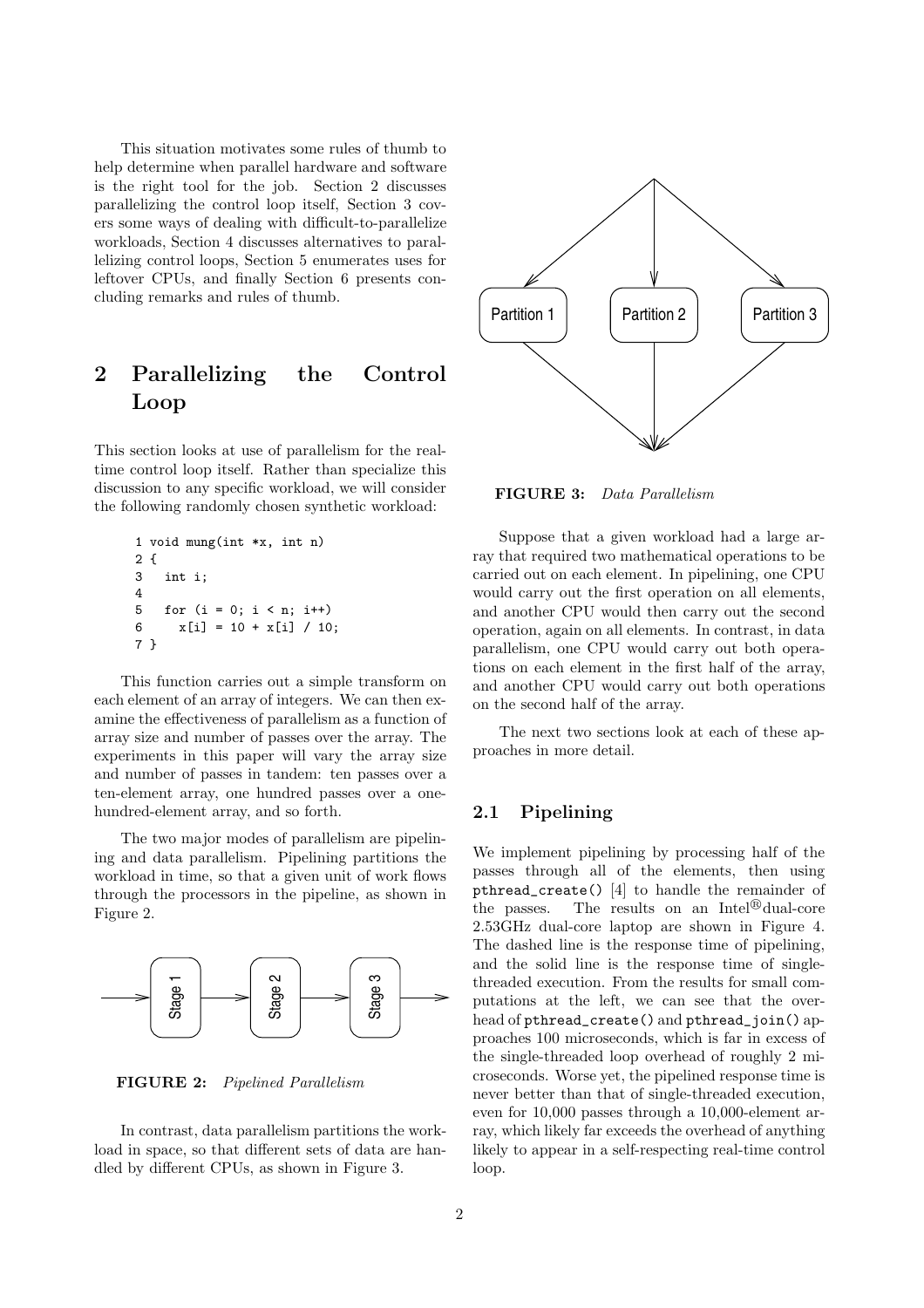This situation motivates some rules of thumb to help determine when parallel hardware and software is the right tool for the job. Section 2 discusses parallelizing the control loop itself, Section 3 covers some ways of dealing with difficult-to-parallelize workloads, Section 4 discusses alternatives to parallelizing control loops, Section 5 enumerates uses for leftover CPUs, and finally Section 6 presents concluding remarks and rules of thumb.

## 2 Parallelizing the Control Loop

This section looks at use of parallelism for the real-time control loop itself. Rather than specialize this discussion to any specific workload, we will consider the following randomly chosen synthetic workload:

```
1 void mung(int *x, int n)
2 {
3   int i;
4
5   for (i = 0; i < n; i++)
6     x[i] = 10 + x[i] / 10;
7 }
```

This function carries out a simple transform on each element of an array of integers. We can then examine the effectiveness of parallelism as a function of array size and number of passes over the array. The experiments in this paper will vary the array size and number of passes in tandem: ten passes over a ten-element array, one hundred passes over a one-hundred-element array, and so forth.

The two major modes of parallelism are pipelining and data parallelism. Pipelining partitions the workload in time, so that a given unit of work flows through the processors in the pipeline, as shown in Figure 2.

**FIGURE 2:** *Pipelined Parallelism*

In contrast, data parallelism partitions the workload in space, so that different sets of data are handled by different CPUs, as shown in Figure 3.

**FIGURE 3:** *Data Parallelism*

Suppose that a given workload had a large array that required two mathematical operations to be carried out on each element. In pipelining, one CPU would carry out the first operation on all elements, and another CPU would then carry out the second operation, again on all elements. In contrast, in data parallelism, one CPU would carry out both operations on each element in the first half of the array, and another CPU would carry out both operations on the second half of the array.

The next two sections look at each of these approaches in more detail.

### 2.1 Pipelining

We implement pipelining by processing half of the passes through all of the elements, then using `pthread_create()` [4] to handle the remainder of the passes. The results on an Intel® dual-core 2.53GHz dual-core laptop are shown in Figure 4. The dashed line is the response time of pipelining, and the solid line is the response time of single-threaded execution. From the results for small computations at the left, we can see that the overhead of `pthread_create()` and `pthread_join()` approaches 100 microseconds, which is far in excess of the single-threaded loop overhead of roughly 2 microseconds. Worse yet, the pipelined response time is never better than that of single-threaded execution, even for 10,000 passes through a 10,000-element array, which likely far exceeds the overhead of anything likely to appear in a self-respecting real-time control loop.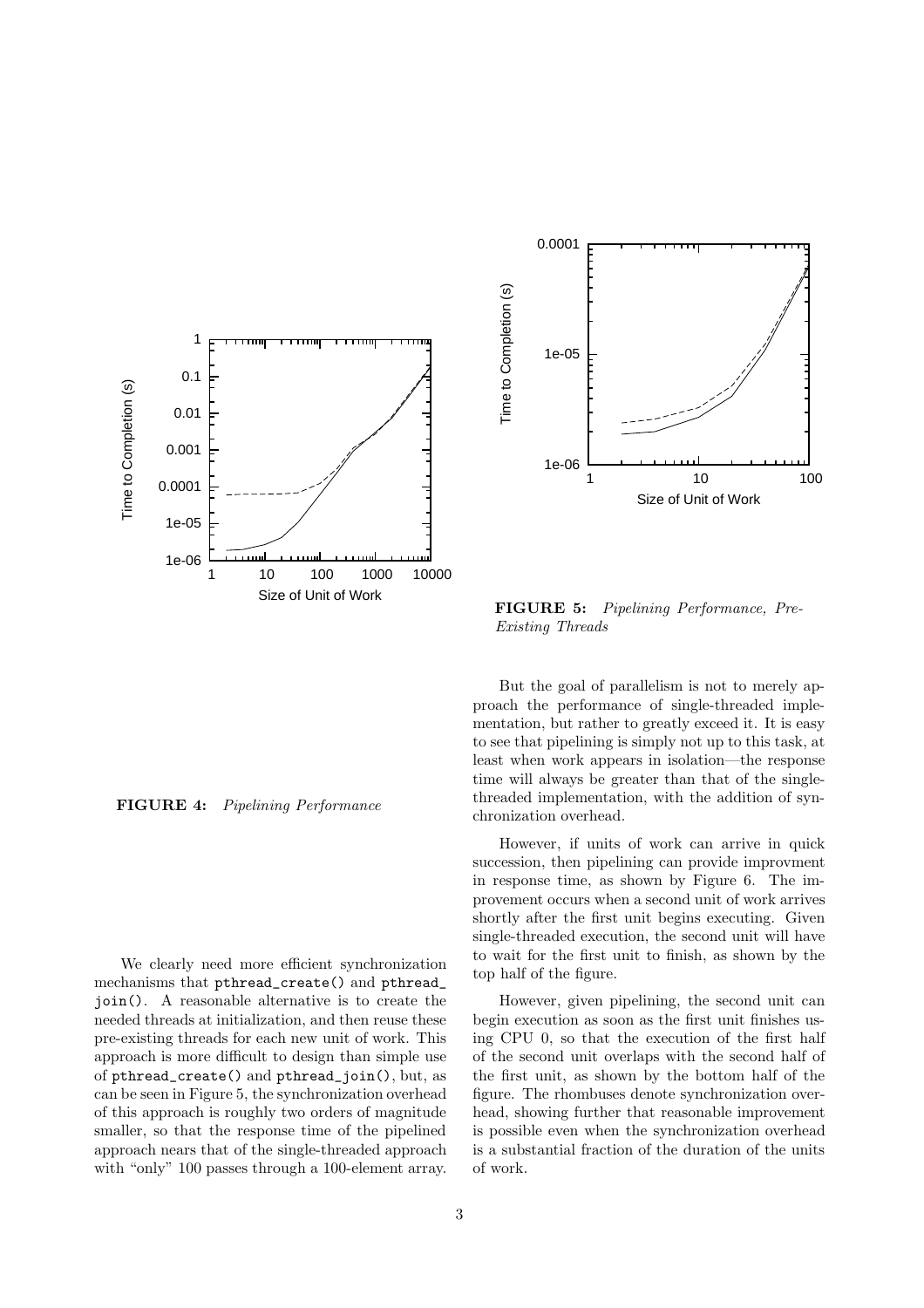**FIGURE 4:** *Pipelining Performance*

We clearly need more efficient synchronization mechanisms that `pthread_create()` and `pthread_join()`. A reasonable alternative is to create the needed threads at initialization, and then reuse these pre-existing threads for each new unit of work. This approach is more difficult to design than simple use of `pthread_create()` and `pthread_join()`, but, as can be seen in Figure 5, the synchronization overhead of this approach is roughly two orders of magnitude smaller, so that the response time of the pipelined approach nears that of the single-threaded approach with "only" 100 passes through a 100-element array.

**FIGURE 5:** *Pipelining Performance, Pre-Existing Threads*

But the goal of parallelism is not to merely approach the performance of single-threaded implementation, but rather to greatly exceed it. It is easy to see that pipelining is simply not up to this task, at least when work appears in isolation—the response time will always be greater than that of the single-threaded implementation, with the addition of synchronization overhead.

However, if units of work can arrive in quick succession, then pipelining can provide improvment in response time, as shown by Figure 6. The improvement occurs when a second unit of work arrives shortly after the first unit begins executing. Given single-threaded execution, the second unit will have to wait for the first unit to finish, as shown by the top half of the figure.

However, given pipelining, the second unit can begin execution as soon as the first unit finishes using CPU 0, so that the execution of the first half of the second unit overlaps with the second half of the first unit, as shown by the bottom half of the figure. The rhombuses denote synchronization overhead, showing further that reasonable improvement is possible even when the synchronization overhead is a substantial fraction of the duration of the units of work.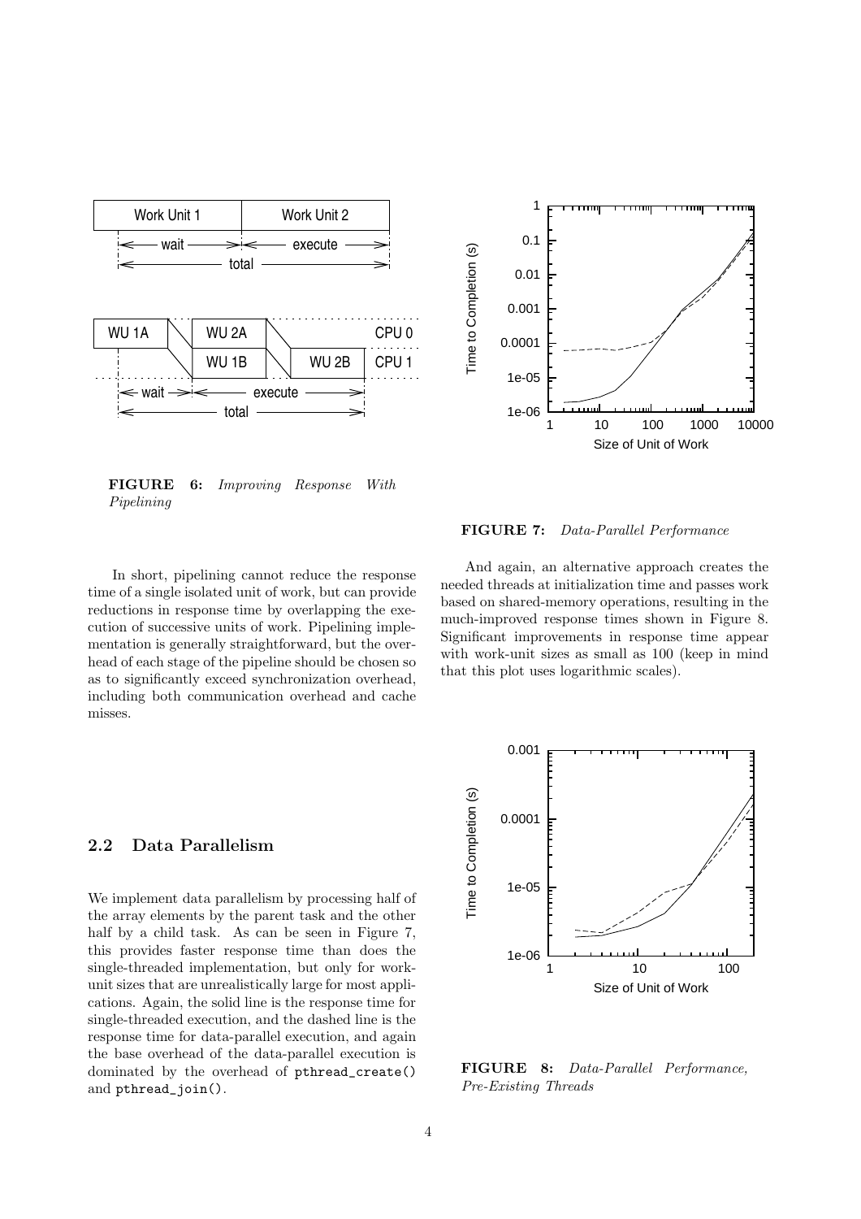**FIGURE 6:** *Improving Response With Pipelining*

In short, pipelining cannot reduce the response time of a single isolated unit of work, but can provide reductions in response time by overlapping the execution of successive units of work. Pipelining implementation is generally straightforward, but the overhead of each stage of the pipeline should be chosen so as to significantly exceed synchronization overhead, including both communication overhead and cache misses.

## 2.2 Data Parallelism

We implement data parallelism by processing half of the array elements by the parent task and the other half by a child task. As can be seen in Figure 7, this provides faster response time than does the single-threaded implementation, but only for work-unit sizes that are unrealistically large for most applications. Again, the solid line is the response time for single-threaded execution, and the dashed line is the response time for data-parallel execution, and again the base overhead of the data-parallel execution is dominated by the overhead of pthread_create() and pthread_join().

**FIGURE 7:** *Data-Parallel Performance*

And again, an alternative approach creates the needed threads at initialization time and passes work based on shared-memory operations, resulting in the much-improved response times shown in Figure 8. Significant improvements in response time appear with work-unit sizes as small as 100 (keep in mind that this plot uses logarithmic scales).

**FIGURE 8:** *Data-Parallel Performance, Pre-Existing Threads*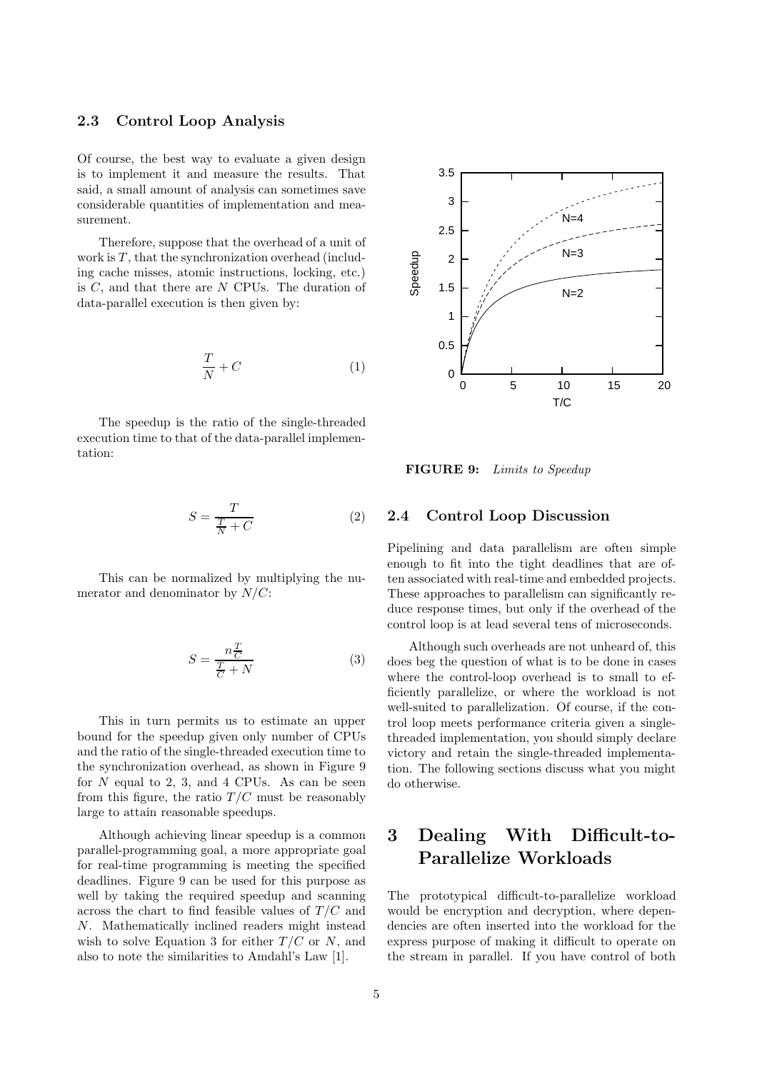## 2.3 Control Loop Analysis

Of course, the best way to evaluate a given design is to implement it and measure the results. That said, a small amount of analysis can sometimes save considerable quantities of implementation and measurement.

Therefore, suppose that the overhead of a unit of work is $T$, that the synchronization overhead (including cache misses, atomic instructions, locking, etc.) is $C$, and that there are $N$ CPUs. The duration of data-parallel execution is then given by:

$$\frac{T}{N} + C \tag{1}$$

The speedup is the ratio of the single-threaded execution time to that of the data-parallel implementation:

$$S = \frac{T}{\frac{T}{N} + C} \tag{2}$$

This can be normalized by multiplying the numerator and denominator by $N/C$:

$$S = \frac{n\frac{T}{C}}{\frac{T}{C} + N} \tag{3}$$

This in turn permits us to estimate an upper bound for the speedup given only number of CPUs and the ratio of the single-threaded execution time to the synchronization overhead, as shown in Figure 9 for $N$ equal to 2, 3, and 4 CPUs. As can be seen from this figure, the ratio $T/C$ must be reasonably large to attain reasonable speedups.

Although achieving linear speedup is a common parallel-programming goal, a more appropriate goal for real-time programming is meeting the specified deadlines. Figure 9 can be used for this purpose as well by taking the required speedup and scanning across the chart to find feasible values of $T/C$ and $N$. Mathematically inclined readers might instead wish to solve Equation 3 for either $T/C$ or $N$, and also to note the similarities to Amdahl's Law [1].

**FIGURE 9:** *Limits to Speedup*

## 2.4 Control Loop Discussion

Pipelining and data parallelism are often simple enough to fit into the tight deadlines that are often associated with real-time and embedded projects. These approaches to parallelism can significantly reduce response times, but only if the overhead of the control loop is at lead several tens of microseconds.

Although such overheads are not unheard of, this does beg the question of what is to be done in cases where the control-loop overhead is to small to efficiently parallelize, or where the workload is not well-suited to parallelization. Of course, if the control loop meets performance criteria given a single-threaded implementation, you should simply declare victory and retain the single-threaded implementation. The following sections discuss what you might do otherwise.

# 3 Dealing With Difficult-to-Parallelize Workloads

The prototypical difficult-to-parallelize workload would be encryption and decryption, where dependencies are often inserted into the workload for the express purpose of making it difficult to operate on the stream in parallel. If you have control of both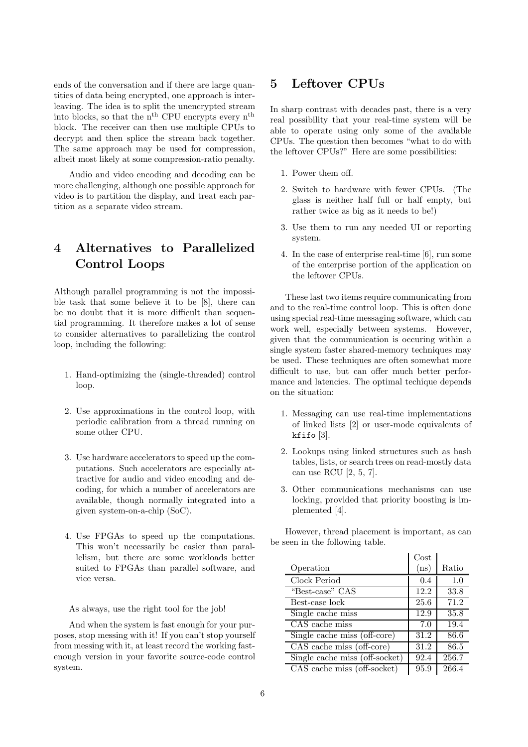ends of the conversation and if there are large quantities of data being encrypted, one approach is interleaving. The idea is to split the unencrypted stream into blocks, so that the $n^{th}$ CPU encrypts every $n^{th}$ block. The receiver can then use multiple CPUs to decrypt and then splice the stream back together. The same approach may be used for compression, albeit most likely at some compression-ratio penalty.

Audio and video encoding and decoding can be more challenging, although one possible approach for video is to partition the display, and treat each partition as a separate video stream.

# 4 Alternatives to Parallelized Control Loops

Although parallel programming is not the impossible task that some believe it to be [8], there can be no doubt that it is more difficult than sequential programming. It therefore makes a lot of sense to consider alternatives to parallelizing the control loop, including the following:

1. Hand-optimizing the (single-threaded) control loop.
2. Use approximations in the control loop, with periodic calibration from a thread running on some other CPU.
3. Use hardware accelerators to speed up the computations. Such accelerators are especially attractive for audio and video encoding and decoding, for which a number of accelerators are available, though normally integrated into a given system-on-a-chip (SoC).
4. Use FPGAs to speed up the computations. This won't necessarily be easier than parallelism, but there are some workloads better suited to FPGAs than parallel software, and vice versa.

As always, use the right tool for the job!

And when the system is fast enough for your purposes, stop messing with it! If you can't stop yourself from messing with it, at least record the working fast-enough version in your favorite source-code control system.

# 5 Leftover CPUs

In sharp contrast with decades past, there is a very real possibility that your real-time system will be able to operate using only some of the available CPUs. The question then becomes "what to do with the leftover CPUs?" Here are some possibilities:

1. Power them off.
2. Switch to hardware with fewer CPUs. (The glass is neither half full or half empty, but rather twice as big as it needs to be!)
3. Use them to run any needed UI or reporting system.
4. In the case of enterprise real-time [6], run some of the enterprise portion of the application on the leftover CPUs.

These last two items require communicating from and to the real-time control loop. This is often done using special real-time messaging software, which can work well, especially between systems. However, given that the communication is occuring within a single system faster shared-memory techniques may be used. These techniques are often somewhat more difficult to use, but can offer much better performance and latencies. The optimal techique depends on the situation:

1. Messaging can use real-time implementations of linked lists [2] or user-mode equivalents of `kfifo` [3].
2. Lookups using linked structures such as hash tables, lists, or search trees on read-mostly data can use RCU [2, 5, 7].
3. Other communications mechanisms can use locking, provided that priority boosting is implemented [4].

However, thread placement is important, as can be seen in the following table.

| Operation | Cost (ns) | Ratio |
|---|---|---|
| Clock Period | 0.4 | 1.0 |
| "Best-case" CAS | 12.2 | 33.8 |
| Best-case lock | 25.6 | 71.2 |
| Single cache miss | 12.9 | 35.8 |
| CAS cache miss | 7.0 | 19.4 |
| Single cache miss (off-core) | 31.2 | 86.6 |
| CAS cache miss (off-core) | 31.2 | 86.5 |
| Single cache miss (off-socket) | 92.4 | 256.7 |
| CAS cache miss (off-socket) | 95.9 | 266.4 |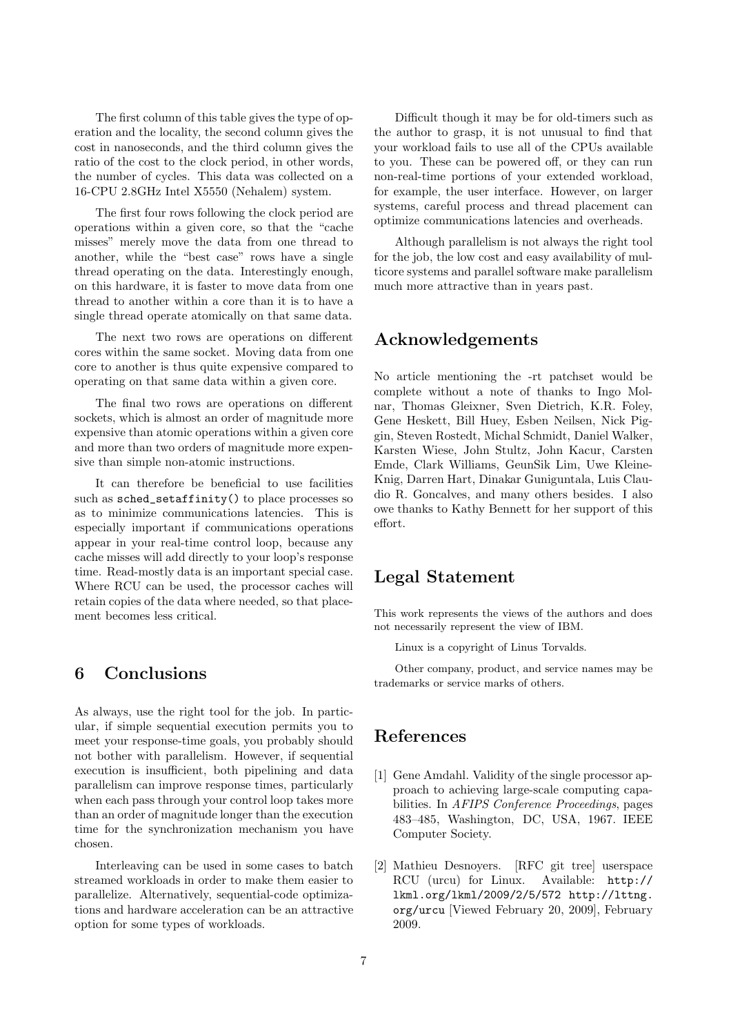The first column of this table gives the type of operation and the locality, the second column gives the cost in nanoseconds, and the third column gives the ratio of the cost to the clock period, in other words, the number of cycles. This data was collected on a 16-CPU 2.8GHz Intel X5550 (Nehalem) system.

The first four rows following the clock period are operations within a given core, so that the "cache misses" merely move the data from one thread to another, while the "best case" rows have a single thread operating on the data. Interestingly enough, on this hardware, it is faster to move data from one thread to another within a core than it is to have a single thread operate atomically on that same data.

The next two rows are operations on different cores within the same socket. Moving data from one core to another is thus quite expensive compared to operating on that same data within a given core.

The final two rows are operations on different sockets, which is almost an order of magnitude more expensive than atomic operations within a given core and more than two orders of magnitude more expensive than simple non-atomic instructions.

It can therefore be beneficial to use facilities such as `sched_setaffinity()` to place processes so as to minimize communications latencies. This is especially important if communications operations appear in your real-time control loop, because any cache misses will add directly to your loop's response time. Read-mostly data is an important special case. Where RCU can be used, the processor caches will retain copies of the data where needed, so that placement becomes less critical.

## 6 Conclusions

As always, use the right tool for the job. In particular, if simple sequential execution permits you to meet your response-time goals, you probably should not bother with parallelism. However, if sequential execution is insufficient, both pipelining and data parallelism can improve response times, particularly when each pass through your control loop takes more than an order of magnitude longer than the execution time for the synchronization mechanism you have chosen.

Interleaving can be used in some cases to batch streamed workloads in order to make them easier to parallelize. Alternatively, sequential-code optimizations and hardware acceleration can be an attractive option for some types of workloads.

Difficult though it may be for old-timers such as the author to grasp, it is not unusual to find that your workload fails to use all of the CPUs available to you. These can be powered off, or they can run non-real-time portions of your extended workload, for example, the user interface. However, on larger systems, careful process and thread placement can optimize communications latencies and overheads.

Although parallelism is not always the right tool for the job, the low cost and easy availability of multicore systems and parallel software make parallelism much more attractive than in years past.

## Acknowledgements

No article mentioning the -rt patchset would be complete without a note of thanks to Ingo Molnar, Thomas Gleixner, Sven Dietrich, K.R. Foley, Gene Heskett, Bill Huey, Esben Neilsen, Nick Piggin, Steven Rostedt, Michal Schmidt, Daniel Walker, Karsten Wiese, John Stultz, John Kacur, Carsten Emde, Clark Williams, GeunSik Lim, Uwe Kleine-Knig, Darren Hart, Dinakar Guniguntala, Luis Claudio R. Goncalves, and many others besides. I also owe thanks to Kathy Bennett for her support of this effort.

## Legal Statement

This work represents the views of the authors and does not necessarily represent the view of IBM.

Linux is a copyright of Linus Torvalds.

Other company, product, and service names may be trademarks or service marks of others.

## References

[1] Gene Amdahl. Validity of the single processor approach to achieving large-scale computing capabilities. In *AFIPS Conference Proceedings*, pages 483–485, Washington, DC, USA, 1967. IEEE Computer Society.

[2] Mathieu Desnoyers. [RFC git tree] userspace RCU (urcu) for Linux. Available: `http://lkml.org/lkml/2009/2/5/572` `http://lttng.org/urcu` [Viewed February 20, 2009], February 2009.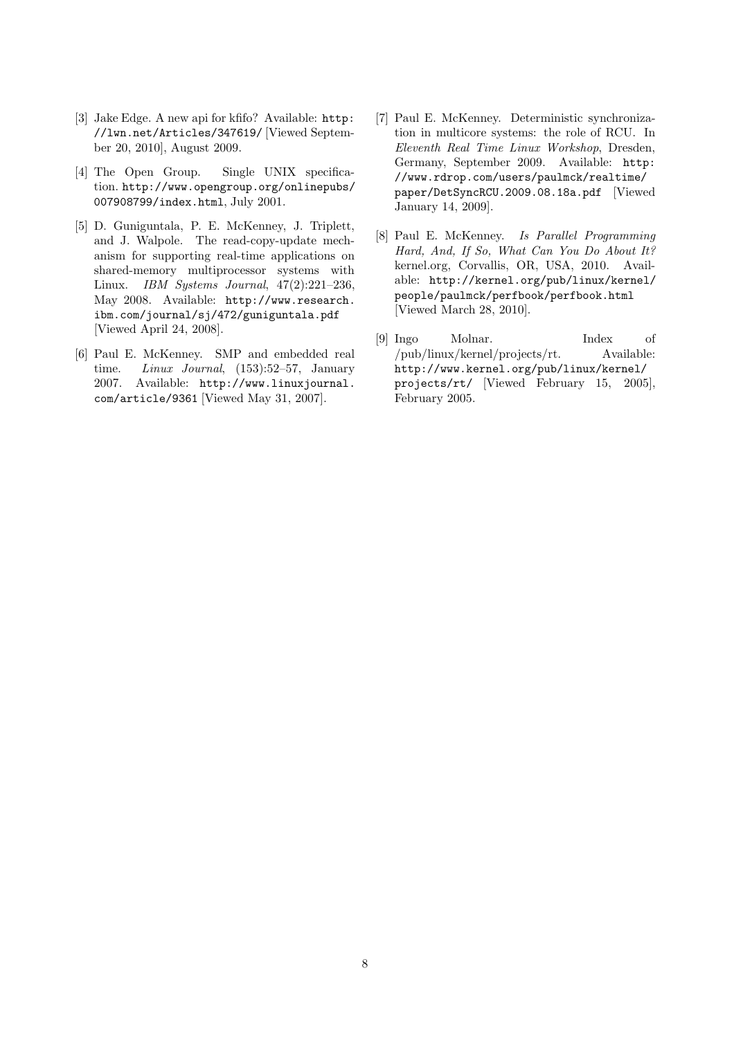[3] Jake Edge. A new api for kfifo? Available: http://lwn.net/Articles/347619/ [Viewed September 20, 2010], August 2009.

[4] The Open Group. Single UNIX specification. http://www.opengroup.org/onlinepubs/007908799/index.html, July 2001.

[5] D. Guniguntala, P. E. McKenney, J. Triplett, and J. Walpole. The read-copy-update mechanism for supporting real-time applications on shared-memory multiprocessor systems with Linux. *IBM Systems Journal*, 47(2):221–236, May 2008. Available: http://www.research.ibm.com/journal/sj/472/guniguntala.pdf [Viewed April 24, 2008].

[6] Paul E. McKenney. SMP and embedded real time. *Linux Journal*, (153):52–57, January 2007. Available: http://www.linuxjournal.com/article/9361 [Viewed May 31, 2007].

[7] Paul E. McKenney. Deterministic synchronization in multicore systems: the role of RCU. In *Eleventh Real Time Linux Workshop*, Dresden, Germany, September 2009. Available: http://www.rdrop.com/users/paulmck/realtime/paper/DetSyncRCU.2009.08.18a.pdf [Viewed January 14, 2009].

[8] Paul E. McKenney. *Is Parallel Programming Hard, And, If So, What Can You Do About It?* kernel.org, Corvallis, OR, USA, 2010. Available: http://kernel.org/pub/linux/kernel/people/paulmck/perfbook/perfbook.html [Viewed March 28, 2010].

[9] Ingo Molnar. Index of /pub/linux/kernel/projects/rt. Available: http://www.kernel.org/pub/linux/kernel/projects/rt/ [Viewed February 15, 2005], February 2005.